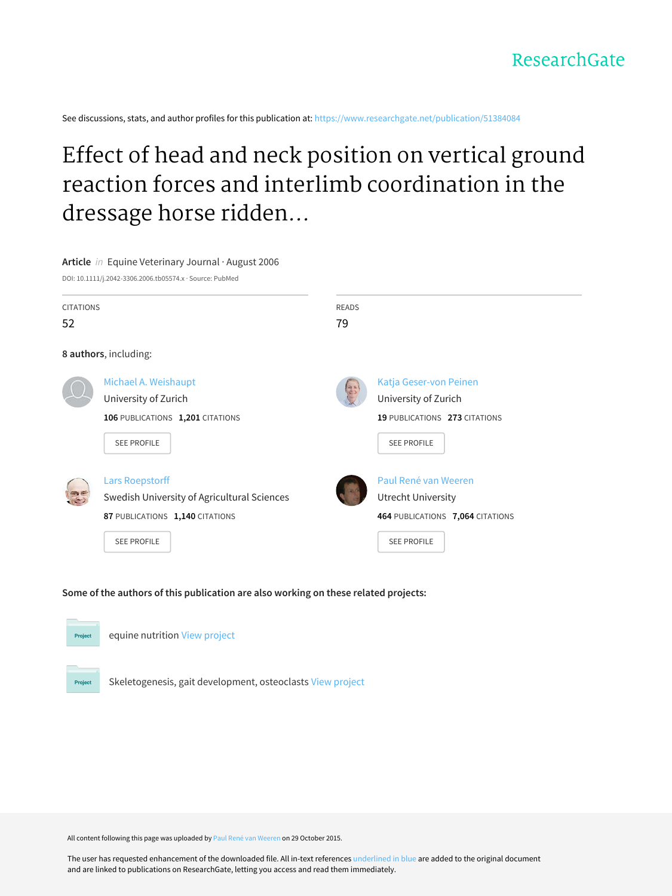ResearchGate

See discussions, stats, and author profiles for this publication at: https://www.researchgate.net/publication/51384084

# Effect of head and neck position on vertical ground reaction forces and interlimb coordination in the dressage horse ridden...

**Article** *in* Equine Veterinary Journal · August 2006

DOI: 10.1111/j.2042-3306.2006.tb05574.x · Source: PubMed

CITATIONS
52

READS
79

**8 authors**, including:

Michael A. Weishaupt
University of Zurich
**106** PUBLICATIONS **1,201** CITATIONS
SEE PROFILE

Katja Geser-von Peinen
University of Zurich
**19** PUBLICATIONS **273** CITATIONS
SEE PROFILE

Lars Roepstorff
Swedish University of Agricultural Sciences
**87** PUBLICATIONS **1,140** CITATIONS
SEE PROFILE

Paul René van Weeren
Utrecht University
**464** PUBLICATIONS **7,064** CITATIONS
SEE PROFILE

**Some of the authors of this publication are also working on these related projects:**

Project: equine nutrition View project

Project: Skeletogenesis, gait development, osteoclasts View project

All content following this page was uploaded by Paul René van Weeren on 29 October 2015.

The user has requested enhancement of the downloaded file. All in-text references underlined in blue are added to the original document and are linked to publications on ResearchGate, letting you access and read them immediately.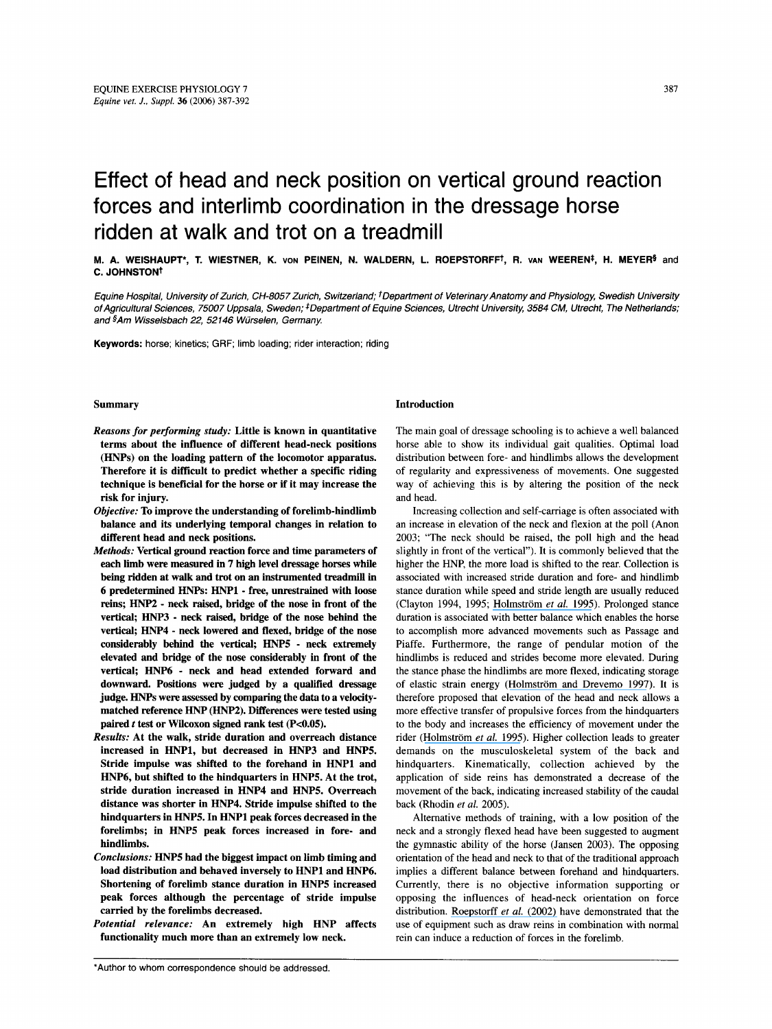# Effect of head and neck position on vertical ground reaction forces and interlimb coordination in the dressage horse ridden at walk and trot on a treadmill

M. A. WEISHAUPT*, T. WIESTNER, K. VON PEINEN, N. WALDERN, L. ROEPSTORFF†, R. VAN WEEREN‡, H. MEYER§ and C. JOHNSTON†

*Equine Hospital, University of Zurich, CH-8057 Zurich, Switzerland; †Department of Veterinary Anatomy and Physiology, Swedish University of Agricultural Sciences, 75007 Uppsala, Sweden; ‡Department of Equine Sciences, Utrecht University, 3584 CM, Utrecht, The Netherlands; and §Am Wisselsbach 22, 52146 Würselen, Germany.*

**Keywords:** horse; kinetics; GRF; limb loading; rider interaction; riding

## Summary

***Reasons for performing study:*** **Little is known in quantitative terms about the influence of different head-neck positions (HNPs) on the loading pattern of the locomotor apparatus. Therefore it is difficult to predict whether a specific riding technique is beneficial for the horse or if it may increase the risk for injury.**

***Objective:*** **To improve the understanding of forelimb-hindlimb balance and its underlying temporal changes in relation to different head and neck positions.**

***Methods:*** **Vertical ground reaction force and time parameters of each limb were measured in 7 high level dressage horses while being ridden at walk and trot on an instrumented treadmill in 6 predetermined HNPs: HNP1 - free, unrestrained with loose reins; HNP2 - neck raised, bridge of the nose in front of the vertical; HNP3 - neck raised, bridge of the nose behind the vertical; HNP4 - neck lowered and flexed, bridge of the nose considerably behind the vertical; HNP5 - neck extremely elevated and bridge of the nose considerably in front of the vertical; HNP6 - neck and head extended forward and downward. Positions were judged by a qualified dressage judge. HNPs were assessed by comparing the data to a velocity-matched reference HNP (HNP2). Differences were tested using paired *t* test or Wilcoxon signed rank test ($P<0.05$).**

***Results:*** **At the walk, stride duration and overreach distance increased in HNP1, but decreased in HNP3 and HNP5. Stride impulse was shifted to the forehand in HNP1 and HNP6, but shifted to the hindquarters in HNP5. At the trot, stride duration increased in HNP4 and HNP5. Overreach distance was shorter in HNP4. Stride impulse shifted to the hindquarters in HNP5. In HNP1 peak forces decreased in the forelimbs; in HNP5 peak forces increased in fore- and hindlimbs.**

***Conclusions:*** **HNP5 had the biggest impact on limb timing and load distribution and behaved inversely to HNP1 and HNP6. Shortening of forelimb stance duration in HNP5 increased peak forces although the percentage of stride impulse carried by the forelimbs decreased.**

***Potential relevance:*** **An extremely high HNP affects functionality much more than an extremely low neck.**

## Introduction

The main goal of dressage schooling is to achieve a well balanced horse able to show its individual gait qualities. Optimal load distribution between fore- and hindlimbs allows the development of regularity and expressiveness of movements. One suggested way of achieving this is by altering the position of the neck and head.

Increasing collection and self-carriage is often associated with an increase in elevation of the neck and flexion at the poll (Anon 2003; "The neck should be raised, the poll high and the head slightly in front of the vertical"). It is commonly believed that the higher the HNP, the more load is shifted to the rear. Collection is associated with increased stride duration and fore- and hindlimb stance duration while speed and stride length are usually reduced (Clayton 1994, 1995; Holmström *et al.* 1995). Prolonged stance duration is associated with better balance which enables the horse to accomplish more advanced movements such as Passage and Piaffe. Furthermore, the range of pendular motion of the hindlimbs is reduced and strides become more elevated. During the stance phase the hindlimbs are more flexed, indicating storage of elastic strain energy (Holmström and Drevemo 1997). It is therefore proposed that elevation of the head and neck allows a more effective transfer of propulsive forces from the hindquarters to the body and increases the efficiency of movement under the rider (Holmström *et al.* 1995). Higher collection leads to greater demands on the musculoskeletal system of the back and hindquarters. Kinematically, collection achieved by the application of side reins has demonstrated a decrease of the movement of the back, indicating increased stability of the caudal back (Rhodin *et al.* 2005).

Alternative methods of training, with a low position of the neck and a strongly flexed head have been suggested to augment the gymnastic ability of the horse (Jansen 2003). The opposing orientation of the head and neck to that of the traditional approach implies a different balance between forehand and hindquarters. Currently, there is no objective information supporting or opposing the influences of head-neck orientation on force distribution. Roepstorff *et al.* (2002) have demonstrated that the use of equipment such as draw reins in combination with normal rein can induce a reduction of forces in the forelimb.

*Author to whom correspondence should be addressed.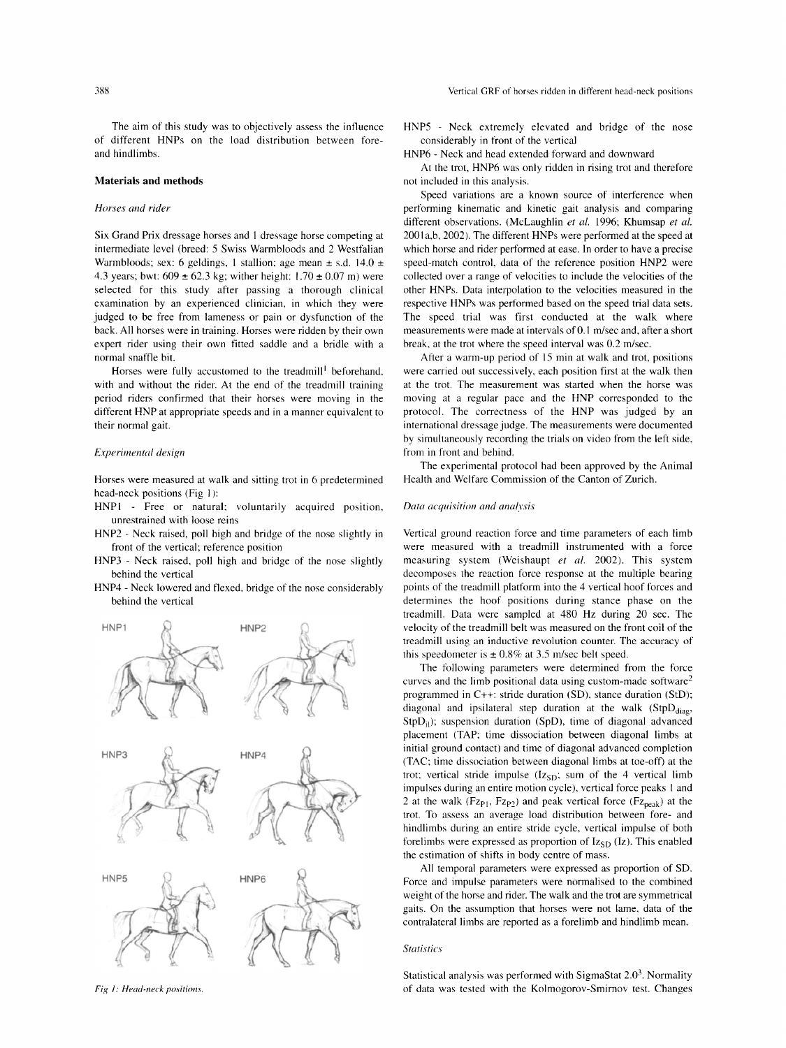The aim of this study was to objectively assess the influence of different HNPs on the load distribution between fore- and hindlimbs.

## Materials and methods

### *Horses and rider*

Six Grand Prix dressage horses and 1 dressage horse competing at intermediate level (breed: 5 Swiss Warmbloods and 2 Westfalian Warmbloods; sex: 6 geldings, 1 stallion; age mean ± s.d. 14.0 ± 4.3 years; bwt: 609 ± 62.3 kg; wither height: 1.70 ± 0.07 m) were selected for this study after passing a thorough clinical examination by an experienced clinician, in which they were judged to be free from lameness or pain or dysfunction of the back. All horses were in training. Horses were ridden by their own expert rider using their own fitted saddle and a bridle with a normal snaffle bit.

Horses were fully accustomed to the treadmill[1] beforehand, with and without the rider. At the end of the treadmill training period riders confirmed that their horses were moving in the different HNP at appropriate speeds and in a manner equivalent to their normal gait.

### *Experimental design*

Horses were measured at walk and sitting trot in 6 predetermined head-neck positions (Fig 1):

- HNP1 - Free or natural; voluntarily acquired position, unrestrained with loose reins
- HNP2 - Neck raised, poll high and bridge of the nose slightly in front of the vertical; reference position
- HNP3 - Neck raised, poll high and bridge of the nose slightly behind the vertical
- HNP4 - Neck lowered and flexed, bridge of the nose considerably behind the vertical
- HNP5 - Neck extremely elevated and bridge of the nose considerably in front of the vertical
- HNP6 - Neck and head extended forward and downward

*Fig 1: Head-neck positions.*

At the trot, HNP6 was only ridden in rising trot and therefore not included in this analysis.

Speed variations are a known source of interference when performing kinematic and kinetic gait analysis and comparing different observations. (McLaughlin *et al.* 1996; Khumsap *et al.* 2001a,b, 2002). The different HNPs were performed at the speed at which horse and rider performed at ease. In order to have a precise speed-match control, data of the reference position HNP2 were collected over a range of velocities to include the velocities of the other HNPs. Data interpolation to the velocities measured in the respective HNPs was performed based on the speed trial data sets. The speed trial was first conducted at the walk where measurements were made at intervals of 0.1 m/sec and, after a short break, at the trot where the speed interval was 0.2 m/sec.

After a warm-up period of 15 min at walk and trot, positions were carried out successively, each position first at the walk then at the trot. The measurement was started when the horse was moving at a regular pace and the HNP corresponded to the protocol. The correctness of the HNP was judged by an international dressage judge. The measurements were documented by simultaneously recording the trials on video from the left side, from in front and behind.

The experimental protocol had been approved by the Animal Health and Welfare Commission of the Canton of Zurich.

### *Data acquisition and analysis*

Vertical ground reaction force and time parameters of each limb were measured with a treadmill instrumented with a force measuring system (Weishaupt *et al.* 2002). This system decomposes the reaction force response at the multiple bearing points of the treadmill platform into the 4 vertical hoof forces and determines the hoof positions during stance phase on the treadmill. Data were sampled at 480 Hz during 20 sec. The velocity of the treadmill belt was measured on the front coil of the treadmill using an inductive revolution counter. The accuracy of this speedometer is ± 0.8% at 3.5 m/sec belt speed.

The following parameters were determined from the force curves and the limb positional data using custom-made software[2] programmed in C++: stride duration (SD), stance duration (StD); diagonal and ipsilateral step duration at the walk ($StpD_{diag}$, $StpD_{il}$); suspension duration (SpD), time of diagonal advanced placement (TAP; time dissociation between diagonal limbs at initial ground contact) and time of diagonal advanced completion (TAC; time dissociation between diagonal limbs at toe-off) at the trot; vertical stride impulse ($Iz_{SD}$; sum of the 4 vertical limb impulses during an entire motion cycle), vertical force peaks 1 and 2 at the walk ($Fz_{P1}$, $Fz_{P2}$) and peak vertical force ($Fz_{peak}$) at the trot. To assess an average load distribution between fore- and hindlimbs during an entire stride cycle, vertical impulse of both forelimbs were expressed as proportion of $Iz_{SD}$ (Iz). This enabled the estimation of shifts in body centre of mass.

All temporal parameters were expressed as proportion of SD. Force and impulse parameters were normalised to the combined weight of the horse and rider. The walk and the trot are symmetrical gaits. On the assumption that horses were not lame, data of the contralateral limbs are reported as a forelimb and hindlimb mean.

### *Statistics*

Statistical analysis was performed with SigmaStat 2.0[3]. Normality of data was tested with the Kolmogorov-Smirnov test. Changes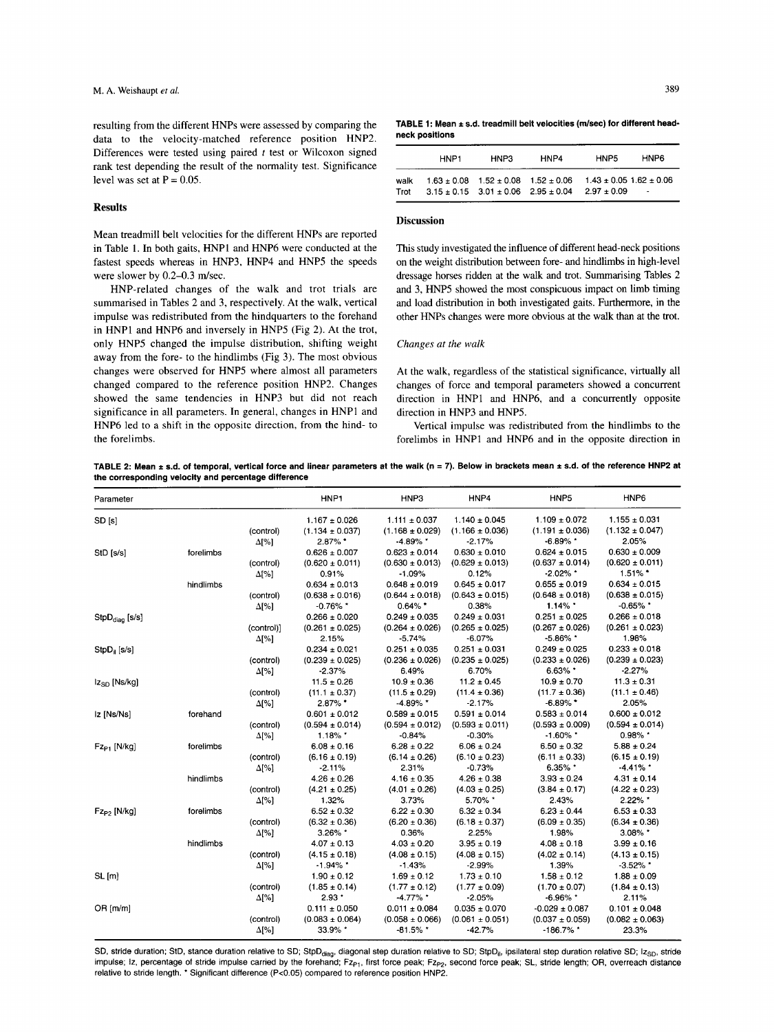resulting from the different HNPs were assessed by comparing the data to the velocity-matched reference position HNP2. Differences were tested using paired *t* test or Wilcoxon signed rank test depending the result of the normality test. Significance level was set at P = 0.05.

## Results

Mean treadmill belt velocities for the different HNPs are reported in Table 1. In both gaits, HNP1 and HNP6 were conducted at the fastest speeds whereas in HNP3, HNP4 and HNP5 the speeds were slower by 0.2–0.3 m/sec.

HNP-related changes of the walk and trot trials are summarised in Tables 2 and 3, respectively. At the walk, vertical impulse was redistributed from the hindquarters to the forehand in HNP1 and HNP6 and inversely in HNP5 (Fig 2). At the trot, only HNP5 changed the impulse distribution, shifting weight away from the fore- to the hindlimbs (Fig 3). The most obvious changes were observed for HNP5 where almost all parameters changed compared to the reference position HNP2. Changes showed the same tendencies in HNP3 but did not reach significance in all parameters. In general, changes in HNP1 and HNP6 led to a shift in the opposite direction, from the hind- to the forelimbs.

**TABLE 1: Mean ± s.d. treadmill belt velocities (m/sec) for different head-neck positions**

| | HNP1 | HNP3 | HNP4 | HNP5 | HNP6 |
|---|---|---|---|---|---|
| walk | 1.63 ± 0.08 | 1.52 ± 0.08 | 1.52 ± 0.06 | 1.43 ± 0.05 | 1.62 ± 0.06 |
| Trot | 3.15 ± 0.15 | 3.01 ± 0.06 | 2.95 ± 0.04 | 2.97 ± 0.09 | - |

## Discussion

This study investigated the influence of different head-neck positions on the weight distribution between fore- and hindlimbs in high-level dressage horses ridden at the walk and trot. Summarising Tables 2 and 3, HNP5 showed the most conspicuous impact on limb timing and load distribution in both investigated gaits. Furthermore, in the other HNPs changes were more obvious at the walk than at the trot.

### *Changes at the walk*

At the walk, regardless of the statistical significance, virtually all changes of force and temporal parameters showed a concurrent direction in HNP1 and HNP6, and a concurrently opposite direction in HNP3 and HNP5.

Vertical impulse was redistributed from the hindlimbs to the forelimbs in HNP1 and HNP6 and in the opposite direction in

**TABLE 2: Mean ± s.d. of temporal, vertical force and linear parameters at the walk (n = 7). Below in brackets mean ± s.d. of the reference HNP2 at the corresponding velocity and percentage difference**

| Parameter | | | HNP1 | HNP3 | HNP4 | HNP5 | HNP6 |
|---|---|---|---|---|---|---|---|
| SD [s] | | | 1.167 ± 0.026 | 1.111 ± 0.037 | 1.140 ± 0.045 | 1.109 ± 0.072 | 1.155 ± 0.031 |
| | | (control) | (1.134 ± 0.037) | (1.168 ± 0.029) | (1.166 ± 0.036) | (1.191 ± 0.036) | (1.132 ± 0.047) |
| | | Δ[%] | 2.87% * | -4.89% * | -2.17% | -6.89% * | 2.05% |
| StD [s/s] | forelimbs | | 0.626 ± 0.007 | 0.623 ± 0.014 | 0.630 ± 0.010 | 0.624 ± 0.015 | 0.630 ± 0.009 |
| | | (control) | (0.620 ± 0.011) | (0.630 ± 0.013) | (0.629 ± 0.013) | (0.637 ± 0.014) | (0.620 ± 0.011) |
| | | Δ[%] | 0.91% | -1.09% | 0.12% | -2.02% * | 1.51% * |
| | hindlimbs | | 0.634 ± 0.013 | 0.648 ± 0.019 | 0.645 ± 0.017 | 0.655 ± 0.019 | 0.634 ± 0.015 |
| | | (control) | (0.638 ± 0.016) | (0.644 ± 0.018) | (0.643 ± 0.015) | (0.648 ± 0.018) | (0.638 ± 0.015) |
| | | Δ[%] | -0.76% * | 0.64% * | 0.38% | 1.14% * | -0.65% * |
| $StpD_{diag}$ [s/s] | | | 0.266 ± 0.020 | 0.249 ± 0.035 | 0.249 ± 0.031 | 0.251 ± 0.025 | 0.266 ± 0.018 |
| | | (control)] | (0.261 ± 0.025) | (0.264 ± 0.026) | (0.265 ± 0.025) | (0.267 ± 0.026) | (0.261 ± 0.023) |
| | | Δ[%] | 2.15% | -5.74% | -6.07% | -5.86% * | 1.98% |
| $StpD_{il}$ [s/s] | | | 0.234 ± 0.021 | 0.251 ± 0.035 | 0.251 ± 0.031 | 0.249 ± 0.025 | 0.233 ± 0.018 |
| | | (control) | (0.239 ± 0.025) | (0.236 ± 0.026) | (0.235 ± 0.025) | (0.233 ± 0.026) | (0.239 ± 0.023) |
| | | Δ[%] | -2.37% | 6.49% | 6.70% | 6.63% * | -2.27% |
| $Iz_{SD}$ [Ns/kg] | | | 11.5 ± 0.26 | 10.9 ± 0.36 | 11.2 ± 0.45 | 10.9 ± 0.70 | 11.3 ± 0.31 |
| | | (control) | (11.1 ± 0.37) | (11.5 ± 0.29) | (11.4 ± 0.36) | (11.7 ± 0.36) | (11.1 ± 0.46) |
| | | Δ[%] | 2.87% * | -4.89% * | -2.17% | -6.89% * | 2.05% |
| Iz [Ns/Ns] | forehand | | 0.601 ± 0.012 | 0.589 ± 0.015 | 0.591 ± 0.014 | 0.583 ± 0.014 | 0.600 ± 0.012 |
| | | (control) | (0.594 ± 0.014) | (0.594 ± 0.012) | (0.593 ± 0.011) | (0.593 ± 0.009) | (0.594 ± 0.014) |
| | | Δ[%] | 1.18% * | -0.84% | -0.30% | -1.60% * | 0.98% * |
| $Fz_{P1}$ [N/kg] | forelimbs | | 6.08 ± 0.16 | 6.28 ± 0.22 | 6.06 ± 0.24 | 6.50 ± 0.32 | 5.88 ± 0.24 |
| | | (control) | (6.16 ± 0.19) | (6.14 ± 0.26) | (6.10 ± 0.23) | (6.11 ± 0.33) | (6.15 ± 0.19) |
| | | Δ[%] | -2.11% | 2.31% | -0.73% | 6.35% * | -4.41% * |
| | hindlimbs | | 4.26 ± 0.26 | 4.16 ± 0.35 | 4.26 ± 0.38 | 3.93 ± 0.24 | 4.31 ± 0.14 |
| | | (control) | (4.21 ± 0.25) | (4.01 ± 0.26) | (4.03 ± 0.25) | (3.84 ± 0.17) | (4.22 ± 0.23) |
| | | Δ[%] | 1.32% | 3.73% | 5.70% * | 2.43% | 2.22% * |
| $Fz_{P2}$ [N/kg] | forelimbs | | 6.52 ± 0.32 | 6.22 ± 0.30 | 6.32 ± 0.34 | 6.23 ± 0.44 | 6.53 ± 0.33 |
| | | (control) | (6.32 ± 0.36) | (6.20 ± 0.36) | (6.18 ± 0.37) | (6.09 ± 0.35) | (6.34 ± 0.36) |
| | | Δ[%] | 3.26% * | 0.36% | 2.25% | 1.98% | 3.08% * |
| | hindlimbs | | 4.07 ± 0.13 | 4.03 ± 0.20 | 3.95 ± 0.19 | 4.08 ± 0.18 | 3.99 ± 0.16 |
| | | (control) | (4.15 ± 0.18) | (4.08 ± 0.15) | (4.08 ± 0.15) | (4.02 ± 0.14) | (4.13 ± 0.15) |
| | | Δ[%] | -1.94% * | -1.43% | -2.99% | 1.39% | -3.52% * |
| SL [m] | | | 1.90 ± 0.12 | 1.69 ± 0.12 | 1.73 ± 0.10 | 1.58 ± 0.12 | 1.88 ± 0.09 |
| | | (control) | (1.85 ± 0.14) | (1.77 ± 0.12) | (1.77 ± 0.09) | (1.70 ± 0.07) | (1.84 ± 0.13) |
| | | Δ[%] | 2.93 * | -4.77% * | -2.05% | -6.96% * | 2.11% |
| OR [m/m] | | | 0.111 ± 0.050 | 0.011 ± 0.084 | 0.035 ± 0.070 | -0.029 ± 0.087 | 0.101 ± 0.048 |
| | | (control) | (0.083 ± 0.064) | (0.058 ± 0.066) | (0.061 ± 0.051) | (0.037 ± 0.059) | (0.082 ± 0.063) |
| | | Δ[%] | 33.9% * | -81.5% * | -42.7% | -186.7% * | 23.3% |

SD, stride duration; StD, stance duration relative to SD; $StpD_{diag}$, diagonal step duration relative to SD; $StpD_{il}$, ipsilateral step duration relative SD; $Iz_{SD}$, stride impulse; Iz, percentage of stride impulse carried by the forehand; $Fz_{P1}$, first force peak; $Fz_{P2}$, second force peak; SL, stride length; OR, overreach distance relative to stride length. * Significant difference (P<0.05) compared to reference position HNP2.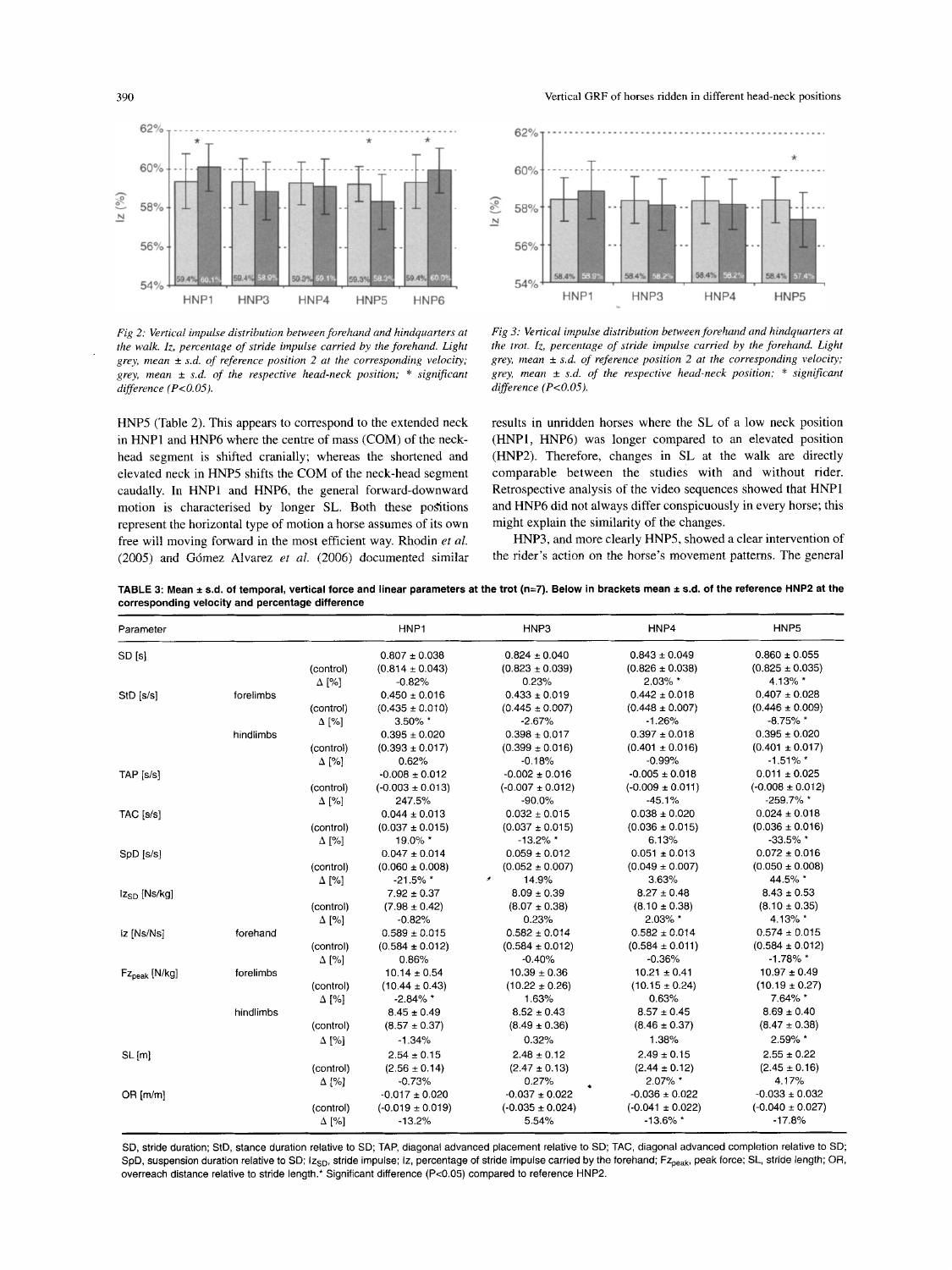Fig 2: Vertical impulse distribution between forehand and hindquarters at the walk. Iz, percentage of stride impulse carried by the forehand. Light grey, mean ± s.d. of reference position 2 at the corresponding velocity; grey, mean ± s.d. of the respective head-neck position; * significant difference (P<0.05).

Fig 3: Vertical impulse distribution between forehand and hindquarters at the trot. Iz, percentage of stride impulse carried by the forehand. Light grey, mean ± s.d. of reference position 2 at the corresponding velocity; grey, mean ± s.d. of the respective head-neck position; * significant difference (P<0.05).

HNP5 (Table 2). This appears to correspond to the extended neck in HNP1 and HNP6 where the centre of mass (COM) of the neck-head segment is shifted cranially; whereas the shortened and elevated neck in HNP5 shifts the COM of the neck-head segment caudally. In HNP1 and HNP6, the general forward-downward motion is characterised by longer SL. Both these positions represent the horizontal type of motion a horse assumes of its own free will moving forward in the most efficient way. Rhodin *et al.* (2005) and Gómez Alvarez *et al.* (2006) documented similar results in unridden horses where the SL of a low neck position (HNP1, HNP6) was longer compared to an elevated position (HNP2). Therefore, changes in SL at the walk are directly comparable between the studies with and without rider. Retrospective analysis of the video sequences showed that HNP1 and HNP6 did not always differ conspicuously in every horse; this might explain the similarity of the changes.

HNP3, and more clearly HNP5, showed a clear intervention of the rider's action on the horse's movement patterns. The general

**TABLE 3: Mean ± s.d. of temporal, vertical force and linear parameters at the trot (n=7). Below in brackets mean ± s.d. of the reference HNP2 at the corresponding velocity and percentage difference**

| Parameter | | | HNP1 | HNP3 | HNP4 | HNP5 |
|---|---|---|---|---|---|---|
| SD [s] | | | 0.807 ± 0.038 | 0.824 ± 0.040 | 0.843 ± 0.049 | 0.860 ± 0.055 |
| | | (control) | (0.814 ± 0.043) | (0.823 ± 0.039) | (0.826 ± 0.038) | (0.825 ± 0.035) |
| | | Δ [%] | -0.82% | 0.23% | 2.03% * | 4.13% * |
| StD [s/s] | forelimbs | | 0.450 ± 0.016 | 0.433 ± 0.019 | 0.442 ± 0.018 | 0.407 ± 0.028 |
| | | (control) | (0.435 ± 0.010) | (0.445 ± 0.007) | (0.448 ± 0.007) | (0.446 ± 0.009) |
| | | Δ [%] | 3.50% * | -2.67% | -1.26% | -8.75% * |
| | hindlimbs | | 0.395 ± 0.020 | 0.398 ± 0.017 | 0.397 ± 0.018 | 0.395 ± 0.020 |
| | | (control) | (0.393 ± 0.017) | (0.399 ± 0.016) | (0.401 ± 0.016) | (0.401 ± 0.017) |
| | | Δ [%] | 0.62% | -0.18% | -0.99% | -1.51% * |
| TAP [s/s] | | | -0.008 ± 0.012 | -0.002 ± 0.016 | -0.005 ± 0.018 | 0.011 ± 0.025 |
| | | (control) | (-0.003 ± 0.013) | (-0.007 ± 0.012) | (-0.009 ± 0.011) | (-0.008 ± 0.012) |
| | | Δ [%] | 247.5% | -90.0% | -45.1% | -259.7% * |
| TAC [s/s] | | | 0.044 ± 0.013 | 0.032 ± 0.015 | 0.038 ± 0.020 | 0.024 ± 0.018 |
| | | (control) | (0.037 ± 0.015) | (0.037 ± 0.015) | (0.036 ± 0.015) | (0.036 ± 0.016) |
| | | Δ [%] | 19.0% * | -13.2% * | 6.13% | -33.5% * |
| SpD [s/s] | | | 0.047 ± 0.014 | 0.059 ± 0.012 | 0.051 ± 0.013 | 0.072 ± 0.016 |
| | | (control) | (0.060 ± 0.008) | (0.052 ± 0.007) | (0.049 ± 0.007) | (0.050 ± 0.008) |
| | | Δ [%] | -21.5% * | 14.9% | 3.63% | 44.5% * |
| $Iz_{SD}$ [Ns/kg] | | | 7.92 ± 0.37 | 8.09 ± 0.39 | 8.27 ± 0.48 | 8.43 ± 0.53 |
| | | (control) | (7.98 ± 0.42) | (8.07 ± 0.38) | (8.10 ± 0.38) | (8.10 ± 0.35) |
| | | Δ [%] | -0.82% | 0.23% | 2.03% * | 4.13% * |
| Iz [Ns/Ns] | forehand | | 0.589 ± 0.015 | 0.582 ± 0.014 | 0.582 ± 0.014 | 0.574 ± 0.015 |
| | | (control) | (0.584 ± 0.012) | (0.584 ± 0.012) | (0.584 ± 0.011) | (0.584 ± 0.012) |
| | | Δ [%] | 0.86% | -0.40% | -0.36% | -1.78% * |
| $Fz_{peak}$ [N/kg] | forelimbs | | 10.14 ± 0.54 | 10.39 ± 0.36 | 10.21 ± 0.41 | 10.97 ± 0.49 |
| | | (control) | (10.44 ± 0.43) | (10.22 ± 0.26) | (10.15 ± 0.24) | (10.19 ± 0.27) |
| | | Δ [%] | -2.84% * | 1.63% | 0.63% | 7.64% * |
| | hindlimbs | | 8.45 ± 0.49 | 8.52 ± 0.43 | 8.57 ± 0.45 | 8.69 ± 0.40 |
| | | (control) | (8.57 ± 0.37) | (8.49 ± 0.36) | (8.46 ± 0.37) | (8.47 ± 0.38) |
| | | Δ [%] | -1.34% | 0.32% | 1.38% | 2.59% * |
| SL [m] | | | 2.54 ± 0.15 | 2.48 ± 0.12 | 2.49 ± 0.15 | 2.55 ± 0.22 |
| | | (control) | (2.56 ± 0.14) | (2.47 ± 0.13) | (2.44 ± 0.12) | (2.45 ± 0.16) |
| | | Δ [%] | -0.73% | 0.27% | 2.07% * | 4.17% |
| OR [m/m] | | | -0.017 ± 0.020 | -0.037 ± 0.022 | -0.036 ± 0.022 | -0.033 ± 0.032 |
| | | (control) | (-0.019 ± 0.019) | (-0.035 ± 0.024) | (-0.041 ± 0.022) | (-0.040 ± 0.027) |
| | | Δ [%] | -13.2% | 5.54% | -13.6% * | -17.8% |

SD, stride duration; StD, stance duration relative to SD; TAP, diagonal advanced placement relative to SD; TAC, diagonal advanced completion relative to SD; SpD, suspension duration relative to SD; $Iz_{SD}$, stride impulse; Iz, percentage of stride impulse carried by the forehand; $Fz_{peak}$, peak force; SL, stride length; OR, overreach distance relative to stride length.* Significant difference (P<0.05) compared to reference HNP2.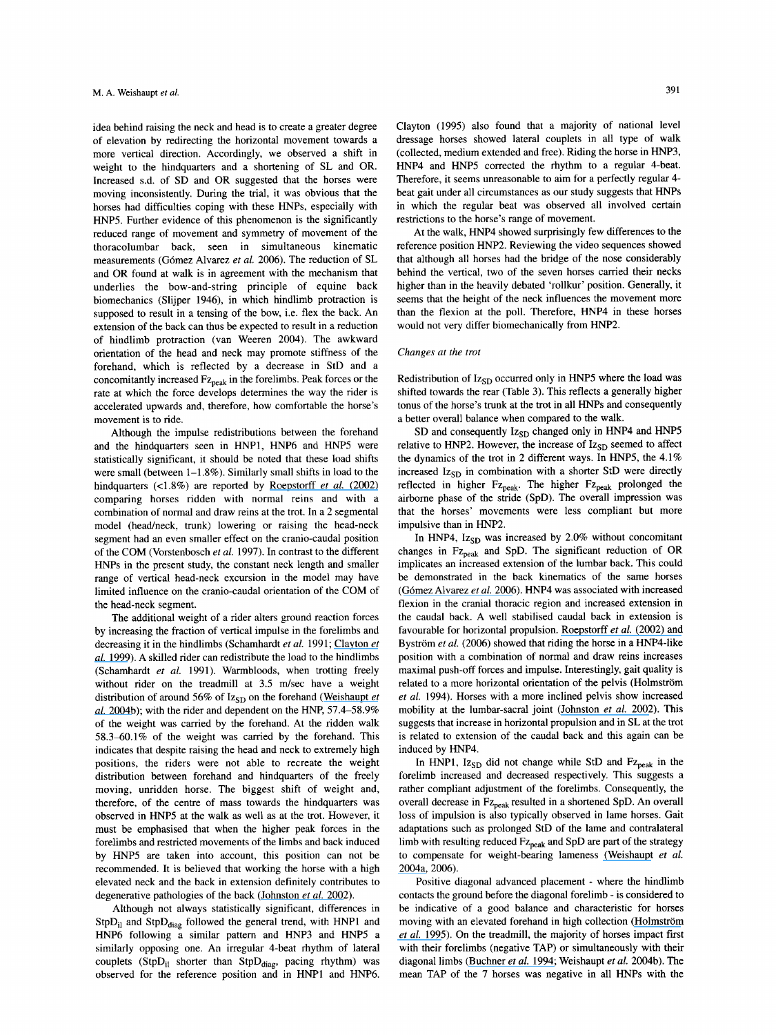idea behind raising the neck and head is to create a greater degree of elevation by redirecting the horizontal movement towards a more vertical direction. Accordingly, we observed a shift in weight to the hindquarters and a shortening of SL and OR. Increased s.d. of SD and OR suggested that the horses were moving inconsistently. During the trial, it was obvious that the horses had difficulties coping with these HNPs, especially with HNP5. Further evidence of this phenomenon is the significantly reduced range of movement and symmetry of movement of the thoracolumbar back, seen in simultaneous kinematic measurements (Gómez Alvarez *et al.* 2006). The reduction of SL and OR found at walk is in agreement with the mechanism that underlies the bow-and-string principle of equine back biomechanics (Slijper 1946), in which hindlimb protraction is supposed to result in a tensing of the bow, i.e. flex the back. An extension of the back can thus be expected to result in a reduction of hindlimb protraction (van Weeren 2004). The awkward orientation of the head and neck may promote stiffness of the forehand, which is reflected by a decrease in StD and a concomitantly increased $Fz_{peak}$ in the forelimbs. Peak forces or the rate at which the force develops determines the way the rider is accelerated upwards and, therefore, how comfortable the horse's movement is to ride.

Although the impulse redistributions between the forehand and the hindquarters seen in HNP1, HNP6 and HNP5 were statistically significant, it should be noted that these load shifts were small (between 1–1.8%). Similarly small shifts in load to the hindquarters (<1.8%) are reported by Roepstorff *et al.* (2002) comparing horses ridden with normal reins and with a combination of normal and draw reins at the trot. In a 2 segmental model (head/neck, trunk) lowering or raising the head-neck segment had an even smaller effect on the cranio-caudal position of the COM (Vorstenbosch *et al.* 1997). In contrast to the different HNPs in the present study, the constant neck length and smaller range of vertical head-neck excursion in the model may have limited influence on the cranio-caudal orientation of the COM of the head-neck segment.

The additional weight of a rider alters ground reaction forces by increasing the fraction of vertical impulse in the forelimbs and decreasing it in the hindlimbs (Schamhardt *et al.* 1991; Clayton *et al.* 1999). A skilled rider can redistribute the load to the hindlimbs (Schamhardt *et al.* 1991). Warmbloods, when trotting freely without rider on the treadmill at 3.5 m/sec have a weight distribution of around 56% of $Iz_{SD}$ on the forehand (Weishaupt *et al.* 2004b); with the rider and dependent on the HNP, 57.4–58.9% of the weight was carried by the forehand. At the ridden walk 58.3–60.1% of the weight was carried by the forehand. This indicates that despite raising the head and neck to extremely high positions, the riders were not able to recreate the weight distribution between forehand and hindquarters of the freely moving, unridden horse. The biggest shift of weight and, therefore, of the centre of mass towards the hindquarters was observed in HNP5 at the walk as well as at the trot. However, it must be emphasised that when the higher peak forces in the forelimbs and restricted movements of the limbs and back induced by HNP5 are taken into account, this position can not be recommended. It is believed that working the horse with a high elevated neck and the back in extension definitely contributes to degenerative pathologies of the back (Johnston *et al.* 2002).

Although not always statistically significant, differences in $StpD_{il}$ and $StpD_{diag}$ followed the general trend, with HNP1 and HNP6 following a similar pattern and HNP3 and HNP5 a similarly opposing one. An irregular 4-beat rhythm of lateral couplets ($StpD_{il}$ shorter than $StpD_{diag}$, pacing rhythm) was observed for the reference position and in HNP1 and HNP6. Clayton (1995) also found that a majority of national level dressage horses showed lateral couplets in all type of walk (collected, medium extended and free). Riding the horse in HNP3, HNP4 and HNP5 corrected the rhythm to a regular 4-beat. Therefore, it seems unreasonable to aim for a perfectly regular 4-beat gait under all circumstances as our study suggests that HNPs in which the regular beat was observed all involved certain restrictions to the horse's range of movement.

At the walk, HNP4 showed surprisingly few differences to the reference position HNP2. Reviewing the video sequences showed that although all horses had the bridge of the nose considerably behind the vertical, two of the seven horses carried their necks higher than in the heavily debated 'rollkur' position. Generally, it seems that the height of the neck influences the movement more than the flexion at the poll. Therefore, HNP4 in these horses would not very differ biomechanically from HNP2.

*Changes at the trot*

Redistribution of $Iz_{SD}$ occurred only in HNP5 where the load was shifted towards the rear (Table 3). This reflects a generally higher tonus of the horse's trunk at the trot in all HNPs and consequently a better overall balance when compared to the walk.

SD and consequently $Iz_{SD}$ changed only in HNP4 and HNP5 relative to HNP2. However, the increase of $Iz_{SD}$ seemed to affect the dynamics of the trot in 2 different ways. In HNP5, the 4.1% increased $Iz_{SD}$ in combination with a shorter StD were directly reflected in higher $Fz_{peak}$. The higher $Fz_{peak}$ prolonged the airborne phase of the stride (SpD). The overall impression was that the horses' movements were less compliant but more impulsive than in HNP2.

In HNP4, $Iz_{SD}$ was increased by 2.0% without concomitant changes in $Fz_{peak}$ and SpD. The significant reduction of OR implicates an increased extension of the lumbar back. This could be demonstrated in the back kinematics of the same horses (Gómez Alvarez *et al.* 2006). HNP4 was associated with increased flexion in the cranial thoracic region and increased extension in the caudal back. A well stabilised caudal back in extension is favourable for horizontal propulsion. Roepstorff *et al.* (2002) and Byström *et al.* (2006) showed that riding the horse in a HNP4-like position with a combination of normal and draw reins increases maximal push-off forces and impulse. Interestingly, gait quality is related to a more horizontal orientation of the pelvis (Holmström *et al.* 1994). Horses with a more inclined pelvis show increased mobility at the lumbar-sacral joint (Johnston *et al.* 2002). This suggests that increase in horizontal propulsion and in SL at the trot is related to extension of the caudal back and this again can be induced by HNP4.

In HNP1, $Iz_{SD}$ did not change while StD and $Fz_{peak}$ in the forelimb increased and decreased respectively. This suggests a rather compliant adjustment of the forelimbs. Consequently, the overall decrease in $Fz_{peak}$ resulted in a shortened SpD. An overall loss of impulsion is also typically observed in lame horses. Gait adaptations such as prolonged StD of the lame and contralateral limb with resulting reduced $Fz_{peak}$ and SpD are part of the strategy to compensate for weight-bearing lameness (Weishaupt *et al.* 2004a, 2006).

Positive diagonal advanced placement - where the hindlimb contacts the ground before the diagonal forelimb - is considered to be indicative of a good balance and characteristic for horses moving with an elevated forehand in high collection (Holmström *et al.* 1995). On the treadmill, the majority of horses impact first with their forelimbs (negative TAP) or simultaneously with their diagonal limbs (Buchner *et al.* 1994; Weishaupt *et al.* 2004b). The mean TAP of the 7 horses was negative in all HNPs with the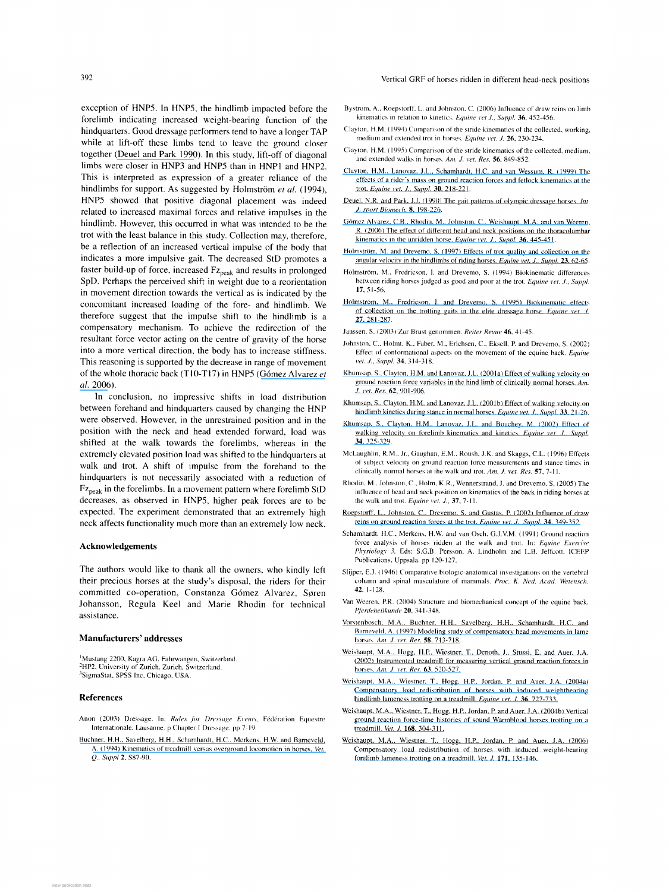exception of HNP5. In HNP5, the hindlimb impacted before the forelimb indicating increased weight-bearing function of the hindquarters. Good dressage performers tend to have a longer TAP while at lift-off these limbs tend to leave the ground closer together (Deuel and Park 1990). In this study, lift-off of diagonal limbs were closer in HNP3 and HNP5 than in HNP1 and HNP2. This is interpreted as expression of a greater reliance of the hindlimbs for support. As suggested by Holmström *et al.* (1994), HNP5 showed that positive diagonal placement was indeed related to increased maximal forces and relative impulses in the hindlimb. However, this occurred in what was intended to be the trot with the least balance in this study. Collection may, therefore, be a reflection of an increased vertical impulse of the body that indicates a more impulsive gait. The decreased StD promotes a faster build-up of force, increased $Fz_{peak}$ and results in prolonged SpD. Perhaps the perceived shift in weight due to a reorientation in movement direction towards the vertical as is indicated by the concomitant increased loading of the fore- and hindlimb. We therefore suggest that the impulse shift to the hindlimb is a compensatory mechanism. To achieve the redirection of the resultant force vector acting on the centre of gravity of the horse into a more vertical direction, the body has to increase stiffness. This reasoning is supported by the decrease in range of movement of the whole thoracic back (T10-T17) in HNP5 (Gómez Alvarez *et al.* 2006).

In conclusion, no impressive shifts in load distribution between forehand and hindquarters caused by changing the HNP were observed. However, in the unrestrained position and in the position with the neck and head extended forward, load was shifted at the walk towards the forelimbs, whereas in the extremely elevated position load was shifted to the hindquarters at walk and trot. A shift of impulse from the forehand to the hindquarters is not necessarily associated with a reduction of $Fz_{peak}$ in the forelimbs. In a movement pattern where forelimb StD decreases, as observed in HNP5, higher peak forces are to be expected. The experiment demonstrated that an extremely high neck affects functionality much more than an extremely low neck.

## Acknowledgements

The authors would like to thank all the owners, who kindly left their precious horses at the study's disposal, the riders for their committed co-operation, Constanza Gómez Alvarez, Søren Johansson, Regula Keel and Marie Rhodin for technical assistance.

## Manufacturers' addresses

[1]Mustang 2200, Kagra AG, Fahrwangen, Switzerland.
[2]HP2, University of Zurich, Zurich, Switzerland.
[3]SigmaStat, SPSS Inc, Chicago, USA.

## References

Anon (2003) Dressage. In: *Rules for Dressage Events*. Fédération Equestre Internationale, Lausanne. p Chapter I Dressage. pp 7-19.

Buchner, H.H., Savelberg, H.H., Schamhardt, H.C., Merkens, H.W. and Barneveld, A. (1994) Kinematics of treadmill versus overground locomotion in horses. *Vet. Q., Suppl* **2**, S87-90.

Byström, A., Roepstorff, L. and Johnston, C. (2006) Influence of draw reins on limb kinematics in relation to kinetics. *Equine vet J., Suppl.* **36**, 452-456.

Clayton, H.M. (1994) Comparison of the stride kinematics of the collected, working, medium and extended trot in horses. *Equine vet. J.* **26**, 230-234.

Clayton, H.M. (1995) Comparison of the stride kinematics of the collected, medium, and extended walks in horses. *Am. J. vet. Res.* **56**, 849-852.

Clayton, H.M., Lanovaz, J.L., Schamhardt, H.C. and van Wessum, R. (1999) The effects of a rider's mass on ground reaction forces and fetlock kinematics at the trot. *Equine vet. J., Suppl.* **30**, 218-221.

Deuel, N.R. and Park, J.J. (1990) The gait patterns of olympic dressage horses. *Int. J. sport Biomech.* **8**, 198-226.

Gómez Alvarez, C.B., Rhodin, M., Johnston, C., Weishaupt, M.A. and van Weeren, R. (2006) The effect of different head and neck positions on the thoracolumbar kinematics in the unridden horse. *Equine vet. J., Suppl.* **36**, 445-451.

Holmström, M. and Drevemo, S. (1997) Effects of trot quality and collection on the angular velocity in the hindlimbs of riding horses. *Equine vet. J., Suppl.* **23**, 62-65.

Holmström, M., Fredricson, I. and Drevemo, S. (1994) Biokinematic differences between riding horses judged as good and poor at the trot. *Equine vet. J., Suppl.* **17**, 51-56.

Holmström, M., Fredricson, I. and Drevemo, S. (1995) Biokinematic effects of collection on the trotting gaits in the elite dressage horse. *Equine vet. J.* **27**, 281-287.

Janssen, S. (2003) Zur Brust genommen. *Reiter Revue* **46**, 41-45.

Johnston, C., Holmt, K., Faber, M., Erichsen, C., Eksell, P. and Drevemo, S. (2002) Effect of conformational aspects on the movement of the equine back. *Equine vet. J., Suppl.* **34**, 314-318.

Khumsap, S., Clayton, H.M. and Lanovaz, J.L. (2001a) Effect of walking velocity on ground reaction force variables in the hind limb of clinically normal horses. *Am. J. vet. Res.* **62**, 901-906.

Khumsap, S., Clayton, H.M. and Lanovaz, J.L. (2001b) Effect of walking velocity on hindlimb kinetics during stance in normal horses. *Equine vet. J., Suppl.* **33**, 21-26.

Khumsap, S., Clayton, H.M., Lanovaz, J.L. and Bouchey, M. (2002) Effect of walking velocity on forelimb kinematics and kinetics. *Equine vet. J., Suppl.* **34**, 325-329.

McLaughlin, R.M., Jr., Gaughan, E.M., Roush, J.K. and Skaggs, C.L. (1996) Effects of subject velocity on ground reaction force measurements and stance times in clinically normal horses at the walk and trot. *Am. J. vet. Res.* **57**, 7-11.

Rhodin, M., Johnston, C., Holm, K.R., Wennerstrand, J. and Drevemo, S. (2005) The influence of head and neck position on kinematics of the back in riding horses at the walk and trot. *Equine vet. J.*, **37**, 7-11.

Roepstorff, L., Johnston, C., Drevemo, S. and Gustas, P. (2002) Influence of draw reins on ground reaction forces at the trot. *Equine vet. J., Suppl.* **34**, 349-352.

Schamhardt, H.C., Merkens, H.W. and van Osch, G.J.V.M. (1991) Ground reaction force analysis of horses ridden at the walk and trot. In: *Equine Exercise Physiology 3*, Eds: S.G.B. Persson, A. Lindholm and L.B. Jeffcott, ICEEP Publications, Uppsala. pp 120-127.

Slijper, E.J. (1946) Comparative biologic-anatomical investigations on the vertebral column and spinal musculature of mammals. *Proc. K. Ned. Acad. Wetensch.* **42**, 1-128.

Van Weeren, P.R. (2004) Structure and biomechanical concept of the equine back. *Pferdeheilkunde* **20**, 341-348.

Vorstenbosch, M.A., Buchner, H.H., Savelberg, H.H., Schamhardt, H.C. and Barneveld, A. (1997) Modeling study of compensatory head movements in lame horses. *Am. J. vet. Res.* **58**, 713-718.

Weishaupt, M.A., Hogg, H.P., Wiestner, T., Denoth, J., Stussi, E. and Auer, J.A. (2002) Instrumented treadmill for measuring vertical ground reaction forces in horses. *Am. J. vet. Res.* **63**, 520-527.

Weishaupt, M.A., Wiestner, T., Hogg, H.P., Jordan, P. and Auer, J.A. (2004a) Compensatory load redistribution of horses with induced weightbearing hindlimb lameness trotting on a treadmill. *Equine vet. J.* **36**, 727-733.

Weishaupt, M.A., Wiestner, T., Hogg, H.P., Jordan, P. and Auer, J.A. (2004b) Vertical ground reaction force-time histories of sound Warmblood horses trotting on a treadmill. *Vet. J.* **168**, 304-311.

Weishaupt, M.A., Wiestner, T., Hogg, H.P., Jordan, P. and Auer, J.A. (2006) Compensatory load redistribution of horses with induced weight-bearing forelimb lameness trotting on a treadmill. *Vet. J.* **171**, 135-146.